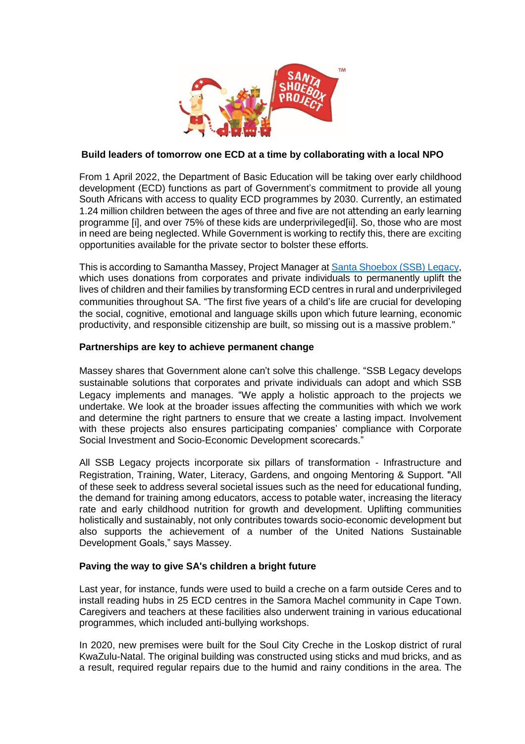**Build leaders of tomorrow one ECD at a time by collaborating with a local NPO**

From 1 April 2022, the Department of Basic Education will be taking over early childhood development (ECD) functions as part of Government's commitment to provide all young South Africans with access to quality ECD programmes by 2030. Currently, an estimated 1.24 million children between the ages of three and five are not attending an early learning programme [i], and over 75% of these kids are underprivileged[ii]. So, those who are most in need are being neglected. While Government is working to rectify this, there are exciting opportunities available for the private sector to bolster these efforts.

This is according to Samantha Massey, Project Manager at Santa Shoebox (SSB) Legacy, which uses donations from corporates and private individuals to permanently uplift the lives of children and their families by transforming ECD centres in rural and underprivileged communities throughout SA. "The first five years of a child's life are crucial for developing the social, cognitive, emotional and language skills upon which future learning, economic productivity, and responsible citizenship are built, so missing out is a massive problem."

**Partnerships are key to achieve permanent change**

Massey shares that Government alone can't solve this challenge. "SSB Legacy develops sustainable solutions that corporates and private individuals can adopt and which SSB Legacy implements and manages. "We apply a holistic approach to the projects we undertake. We look at the broader issues affecting the communities with which we work and determine the right partners to ensure that we create a lasting impact. Involvement with these projects also ensures participating companies' compliance with Corporate Social Investment and Socio-Economic Development scorecards."

All SSB Legacy projects incorporate six pillars of transformation - Infrastructure and Registration, Training, Water, Literacy, Gardens, and ongoing Mentoring & Support. "All of these seek to address several societal issues such as the need for educational funding, the demand for training among educators, access to potable water, increasing the literacy rate and early childhood nutrition for growth and development. Uplifting communities holistically and sustainably, not only contributes towards socio-economic development but also supports the achievement of a number of the United Nations Sustainable Development Goals," says Massey.

**Paving the way to give SA's children a bright future**

Last year, for instance, funds were used to build a creche on a farm outside Ceres and to install reading hubs in 25 ECD centres in the Samora Machel community in Cape Town. Caregivers and teachers at these facilities also underwent training in various educational programmes, which included anti-bullying workshops.

In 2020, new premises were built for the Soul City Creche in the Loskop district of rural KwaZulu-Natal. The original building was constructed using sticks and mud bricks, and as a result, required regular repairs due to the humid and rainy conditions in the area. The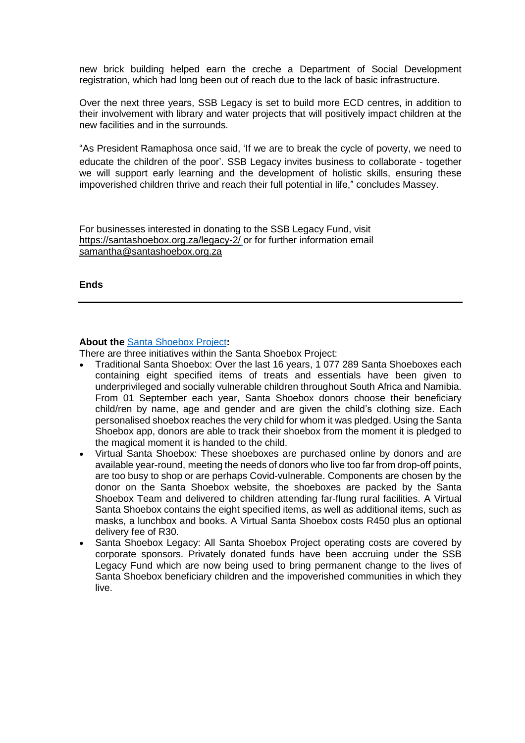new brick building helped earn the creche a Department of Social Development registration, which had long been out of reach due to the lack of basic infrastructure.

Over the next three years, SSB Legacy is set to build more ECD centres, in addition to their involvement with library and water projects that will positively impact children at the new facilities and in the surrounds.

"As President Ramaphosa once said, 'If we are to break the cycle of poverty, we need to educate the children of the poor'. SSB Legacy invites business to collaborate - together we will support early learning and the development of holistic skills, ensuring these impoverished children thrive and reach their full potential in life," concludes Massey.

For businesses interested in donating to the SSB Legacy Fund, visit https://santashoebox.org.za/legacy-2/ or for further information email samantha@santashoebox.org.za

**Ends**

---

**About the** Santa Shoebox Project**:**

There are three initiatives within the Santa Shoebox Project:

- Traditional Santa Shoebox: Over the last 16 years, 1 077 289 Santa Shoeboxes each containing eight specified items of treats and essentials have been given to underprivileged and socially vulnerable children throughout South Africa and Namibia. From 01 September each year, Santa Shoebox donors choose their beneficiary child/ren by name, age and gender and are given the child's clothing size. Each personalised shoebox reaches the very child for whom it was pledged. Using the Santa Shoebox app, donors are able to track their shoebox from the moment it is pledged to the magical moment it is handed to the child.
- Virtual Santa Shoebox: These shoeboxes are purchased online by donors and are available year-round, meeting the needs of donors who live too far from drop-off points, are too busy to shop or are perhaps Covid-vulnerable. Components are chosen by the donor on the Santa Shoebox website, the shoeboxes are packed by the Santa Shoebox Team and delivered to children attending far-flung rural facilities. A Virtual Santa Shoebox contains the eight specified items, as well as additional items, such as masks, a lunchbox and books. A Virtual Santa Shoebox costs R450 plus an optional delivery fee of R30.
- Santa Shoebox Legacy: All Santa Shoebox Project operating costs are covered by corporate sponsors. Privately donated funds have been accruing under the SSB Legacy Fund which are now being used to bring permanent change to the lives of Santa Shoebox beneficiary children and the impoverished communities in which they live.